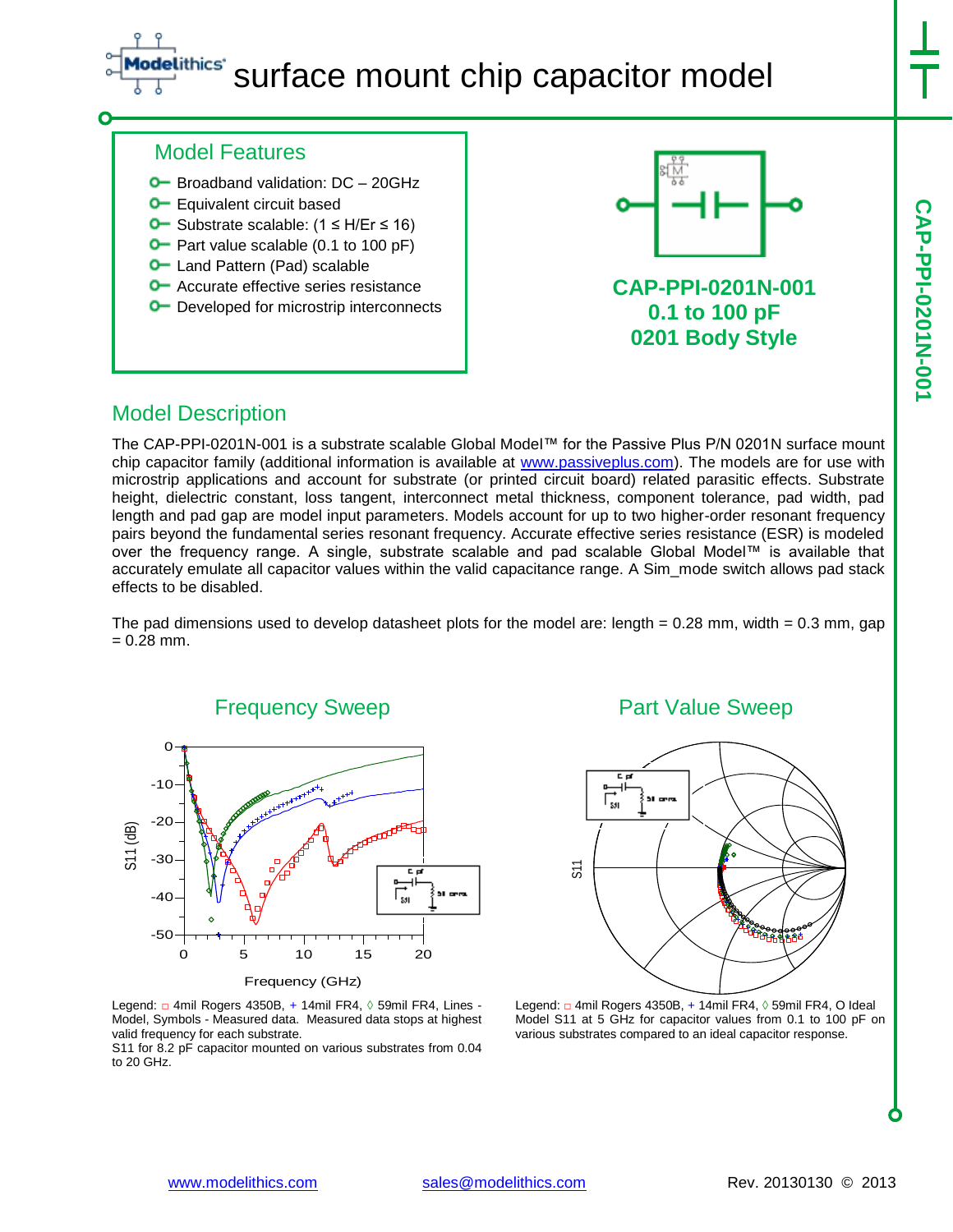# surface mount chip capacitor model

## Model Features

- Broadband validation: DC – 20GHz
- Equivalent circuit based
- Substrate scalable: (1 ≤ H/Er ≤ 16)
- Part value scalable (0.1 to 100 pF)
- Land Pattern (Pad) scalable
- Accurate effective series resistance
- Developed for microstrip interconnects

**CAP-PPI-0201N-001**
**0.1 to 100 pF**
**0201 Body Style**

## Model Description

The CAP-PPI-0201N-001 is a substrate scalable Global Model™ for the Passive Plus P/N 0201N surface mount chip capacitor family (additional information is available at www.passiveplus.com). The models are for use with microstrip applications and account for substrate (or printed circuit board) related parasitic effects. Substrate height, dielectric constant, loss tangent, interconnect metal thickness, component tolerance, pad width, pad length and pad gap are model input parameters. Models account for up to two higher-order resonant frequency pairs beyond the fundamental series resonant frequency. Accurate effective series resistance (ESR) is modeled over the frequency range. A single, substrate scalable and pad scalable Global Model™ is available that accurately emulate all capacitor values within the valid capacitance range. A Sim_mode switch allows pad stack effects to be disabled.

The pad dimensions used to develop datasheet plots for the model are: length = 0.28 mm, width = 0.3 mm, gap = 0.28 mm.

## Frequency Sweep

Legend: □ 4mil Rogers 4350B, + 14mil FR4, ◊ 59mil FR4, Lines - Model, Symbols - Measured data. Measured data stops at highest valid frequency for each substrate.
S11 for 8.2 pF capacitor mounted on various substrates from 0.04 to 20 GHz.

## Part Value Sweep

Legend: □ 4mil Rogers 4350B, + 14mil FR4, ◊ 59mil FR4, O Ideal Model S11 at 5 GHz for capacitor values from 0.1 to 100 pF on various substrates compared to an ideal capacitor response.

www.modelithics.com sales@modelithics.com Rev. 20130130 © 2013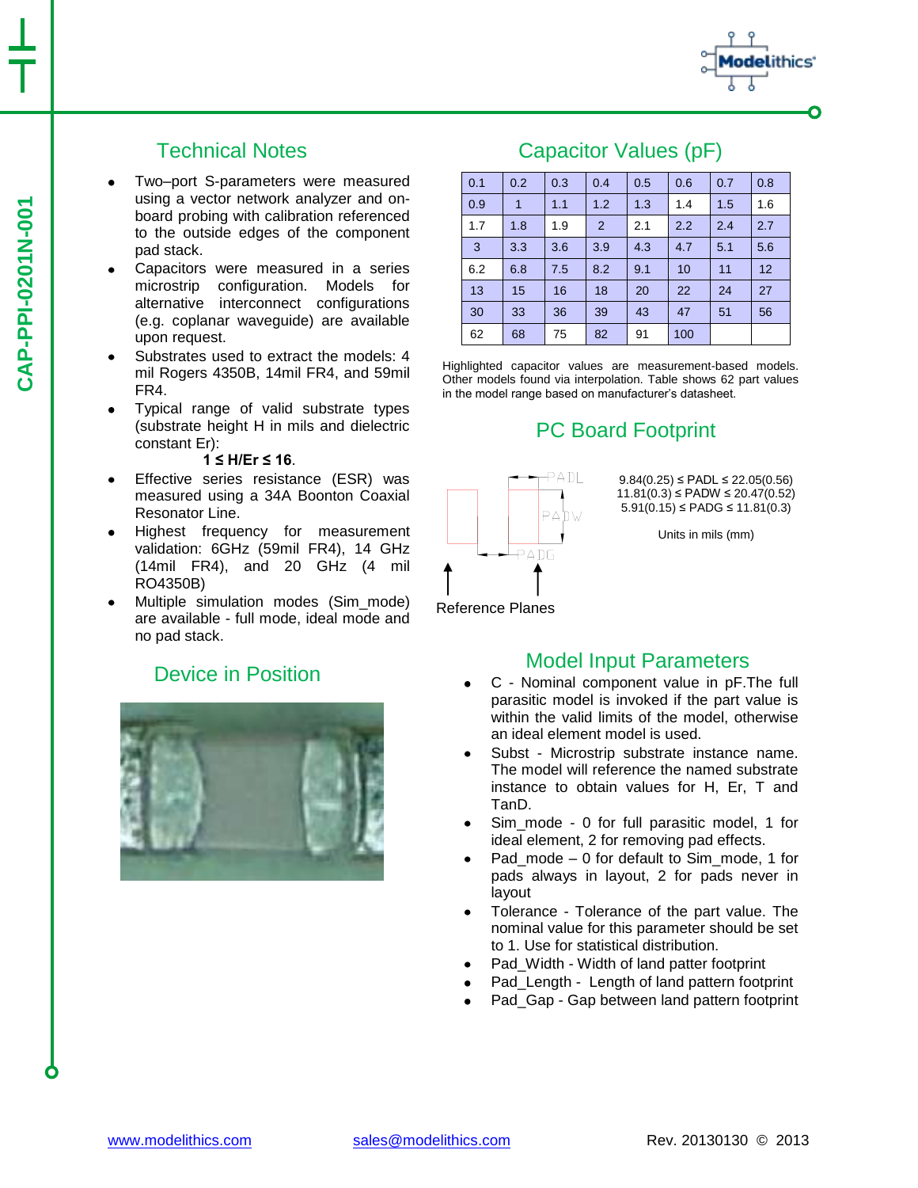CAP-PPI-0201N-001

## Technical Notes

- Two–port S-parameters were measured using a vector network analyzer and on-board probing with calibration referenced to the outside edges of the component pad stack.
- Capacitors were measured in a series microstrip configuration. Models for alternative interconnect configurations (e.g. coplanar waveguide) are available upon request.
- Substrates used to extract the models: 4 mil Rogers 4350B, 14mil FR4, and 59mil FR4.
- Typical range of valid substrate types (substrate height H in mils and dielectric constant Er):

  **1 ≤ H/Er ≤ 16**.
- Effective series resistance (ESR) was measured using a 34A Boonton Coaxial Resonator Line.
- Highest frequency for measurement validation: 6GHz (59mil FR4), 14 GHz (14mil FR4), and 20 GHz (4 mil RO4350B)
- Multiple simulation modes (Sim_mode) are available - full mode, ideal mode and no pad stack.

## Device in Position

## Capacitor Values (pF)

| | | | | | | | |
|---|---|---|---|---|---|---|---|
| 0.1 | 0.2 | 0.3 | 0.4 | 0.5 | 0.6 | 0.7 | 0.8 |
| 0.9 | 1 | 1.1 | 1.2 | 1.3 | 1.4 | 1.5 | 1.6 |
| 1.7 | 1.8 | 1.9 | 2 | 2.1 | 2.2 | 2.4 | 2.7 |
| 3 | 3.3 | 3.6 | 3.9 | 4.3 | 4.7 | 5.1 | 5.6 |
| 6.2 | 6.8 | 7.5 | 8.2 | 9.1 | 10 | 11 | 12 |
| 13 | 15 | 16 | 18 | 20 | 22 | 24 | 27 |
| 30 | 33 | 36 | 39 | 43 | 47 | 51 | 56 |
| 62 | 68 | 75 | 82 | 91 | 100 | | |

Highlighted capacitor values are measurement-based models. Other models found via interpolation. Table shows 62 part values in the model range based on manufacturer's datasheet.

## PC Board Footprint

PADL

PADW

PADG

Reference Planes

9.84(0.25) ≤ PADL ≤ 22.05(0.56)
11.81(0.3) ≤ PADW ≤ 20.47(0.52)
5.91(0.15) ≤ PADG ≤ 11.81(0.3)

Units in mils (mm)

## Model Input Parameters

- C - Nominal component value in pF.The full parasitic model is invoked if the part value is within the valid limits of the model, otherwise an ideal element model is used.
- Subst - Microstrip substrate instance name. The model will reference the named substrate instance to obtain values for H, Er, T and TanD.
- Sim_mode - 0 for full parasitic model, 1 for ideal element, 2 for removing pad effects.
- Pad_mode – 0 for default to Sim_mode, 1 for pads always in layout, 2 for pads never in layout
- Tolerance - Tolerance of the part value. The nominal value for this parameter should be set to 1. Use for statistical distribution.
- Pad_Width - Width of land patter footprint
- Pad_Length - Length of land pattern footprint
- Pad_Gap - Gap between land pattern footprint

www.modelithics.com  sales@modelithics.com  Rev. 20130130 © 2013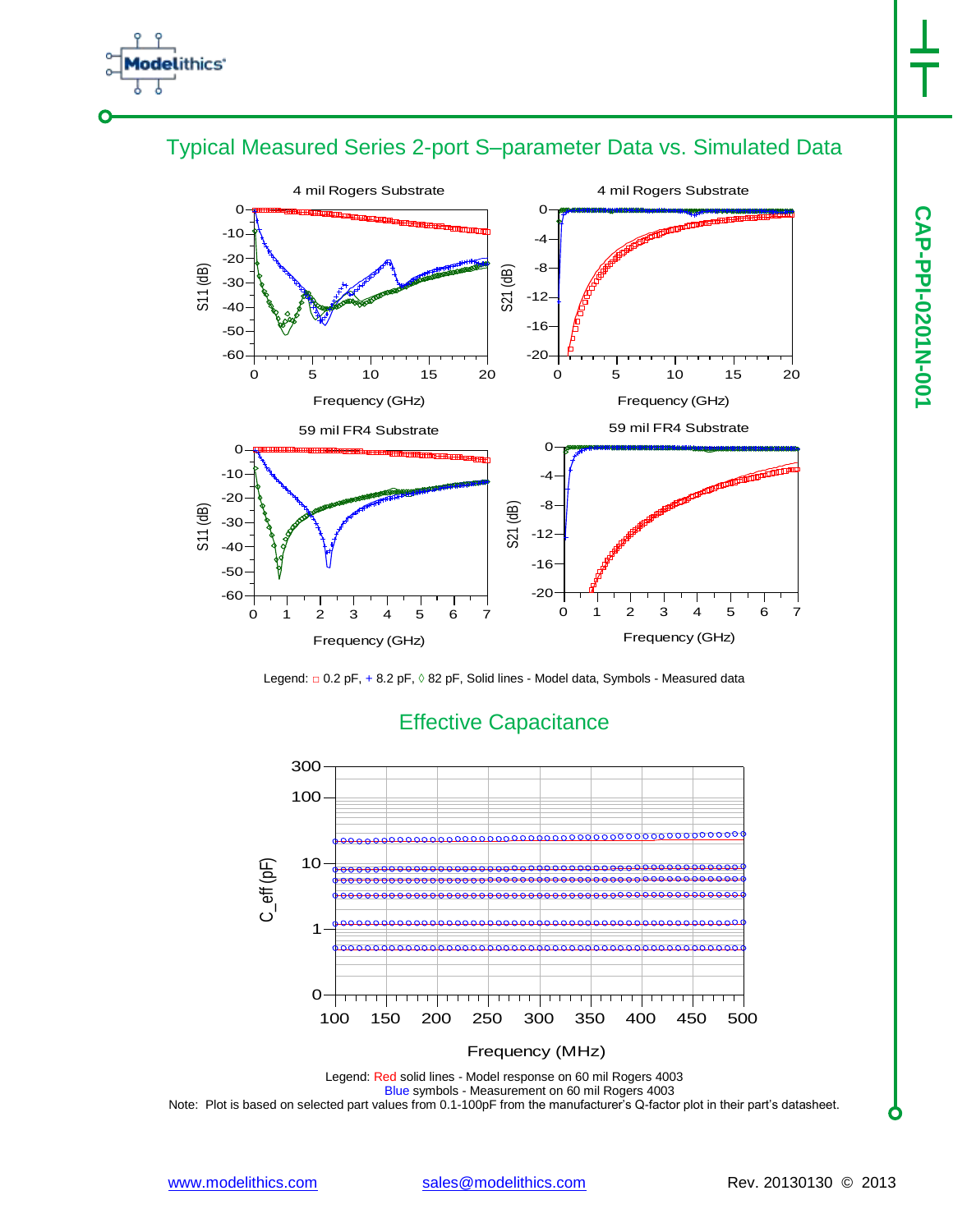## Typical Measured Series 2-port S–parameter Data vs. Simulated Data

Legend: □ 0.2 pF, + 8.2 pF, ◊ 82 pF, Solid lines - Model data, Symbols - Measured data

## Effective Capacitance

Legend: Red solid lines - Model response on 60 mil Rogers 4003
Blue symbols - Measurement on 60 mil Rogers 4003

Note: Plot is based on selected part values from 0.1-100pF from the manufacturer's Q-factor plot in their part's datasheet.

www.modelithics.com sales@modelithics.com Rev. 20130130 © 2013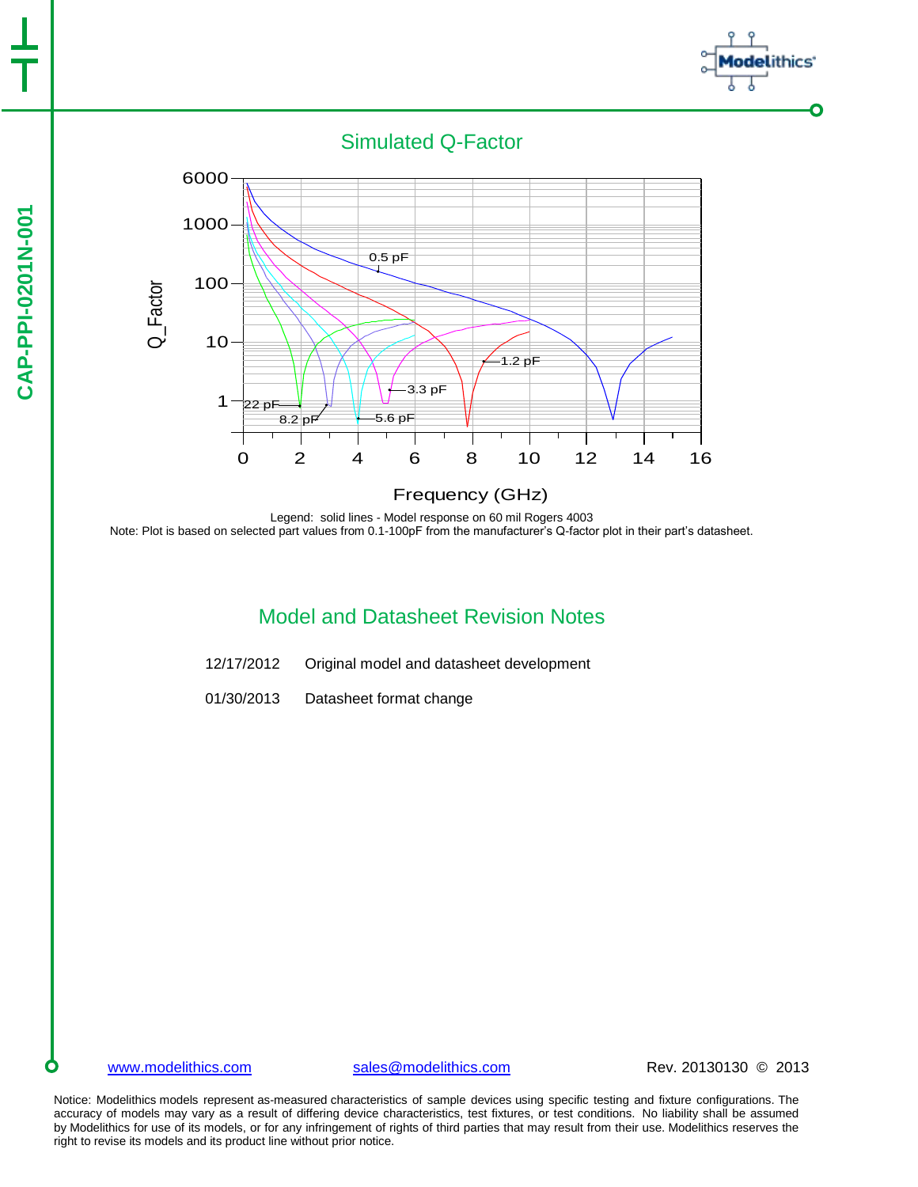## Simulated Q-Factor

Q_Factor

6000
1000
100
10
1

0.5 pF
1.2 pF
3.3 pF
22 pF
8.2 pF
5.6 pF

0 2 4 6 8 10 12 14 16

Frequency (GHz)

Legend: solid lines - Model response on 60 mil Rogers 4003

Note: Plot is based on selected part values from 0.1-100pF from the manufacturer's Q-factor plot in their part's datasheet.

## Model and Datasheet Revision Notes

| | |
|---|---|
| 12/17/2012 | Original model and datasheet development |
| 01/30/2013 | Datasheet format change |

www.modelithics.com sales@modelithics.com Rev. 20130130 © 2013

Notice: Modelithics models represent as-measured characteristics of sample devices using specific testing and fixture configurations. The accuracy of models may vary as a result of differing device characteristics, test fixtures, or test conditions. No liability shall be assumed by Modelithics for use of its models, or for any infringement of rights of third parties that may result from their use. Modelithics reserves the right to revise its models and its product line without prior notice.